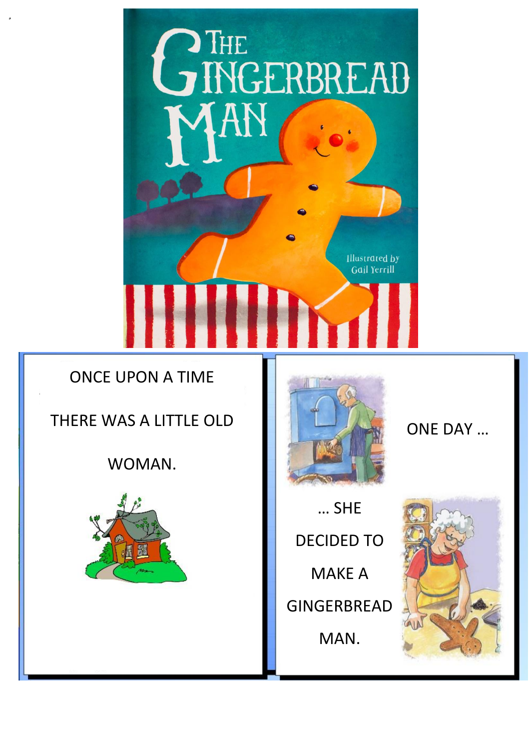# THE GINGERBREAD MAN

Illustrated by Gail Yerrill

ONCE UPON A TIME

THERE WAS A LITTLE OLD

WOMAN.

ONE DAY …

… SHE

DECIDED TO

MAKE A

GINGERBREAD

MAN.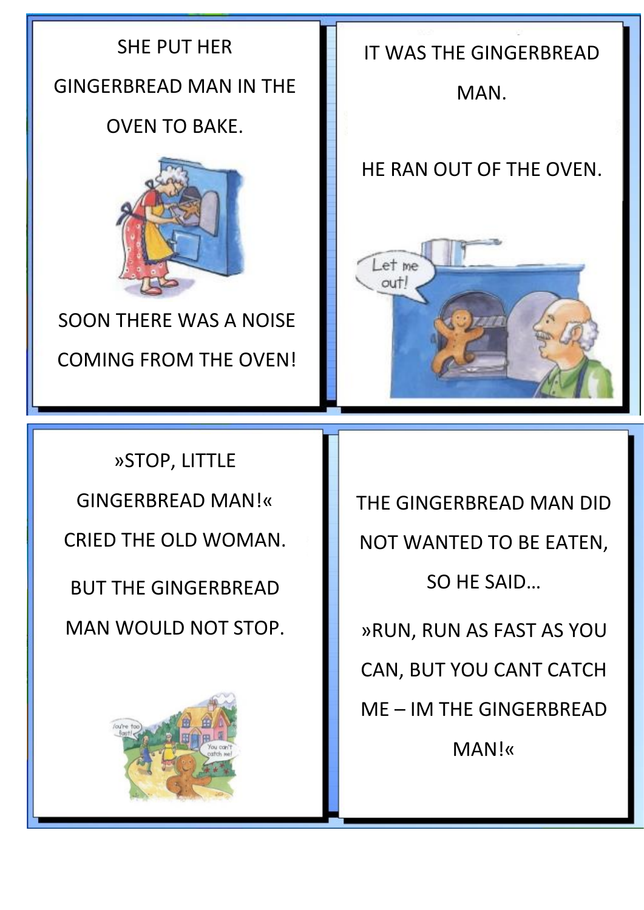SHE PUT HER GINGERBREAD MAN IN THE OVEN TO BAKE.

SOON THERE WAS A NOISE COMING FROM THE OVEN!

IT WAS THE GINGERBREAD MAN.

HE RAN OUT OF THE OVEN.

»STOP, LITTLE GINGERBREAD MAN!« CRIED THE OLD WOMAN.

BUT THE GINGERBREAD MAN WOULD NOT STOP.

THE GINGERBREAD MAN DID NOT WANTED TO BE EATEN, SO HE SAID…

»RUN, RUN AS FAST AS YOU CAN, BUT YOU CANT CATCH ME – IM THE GINGERBREAD MAN!«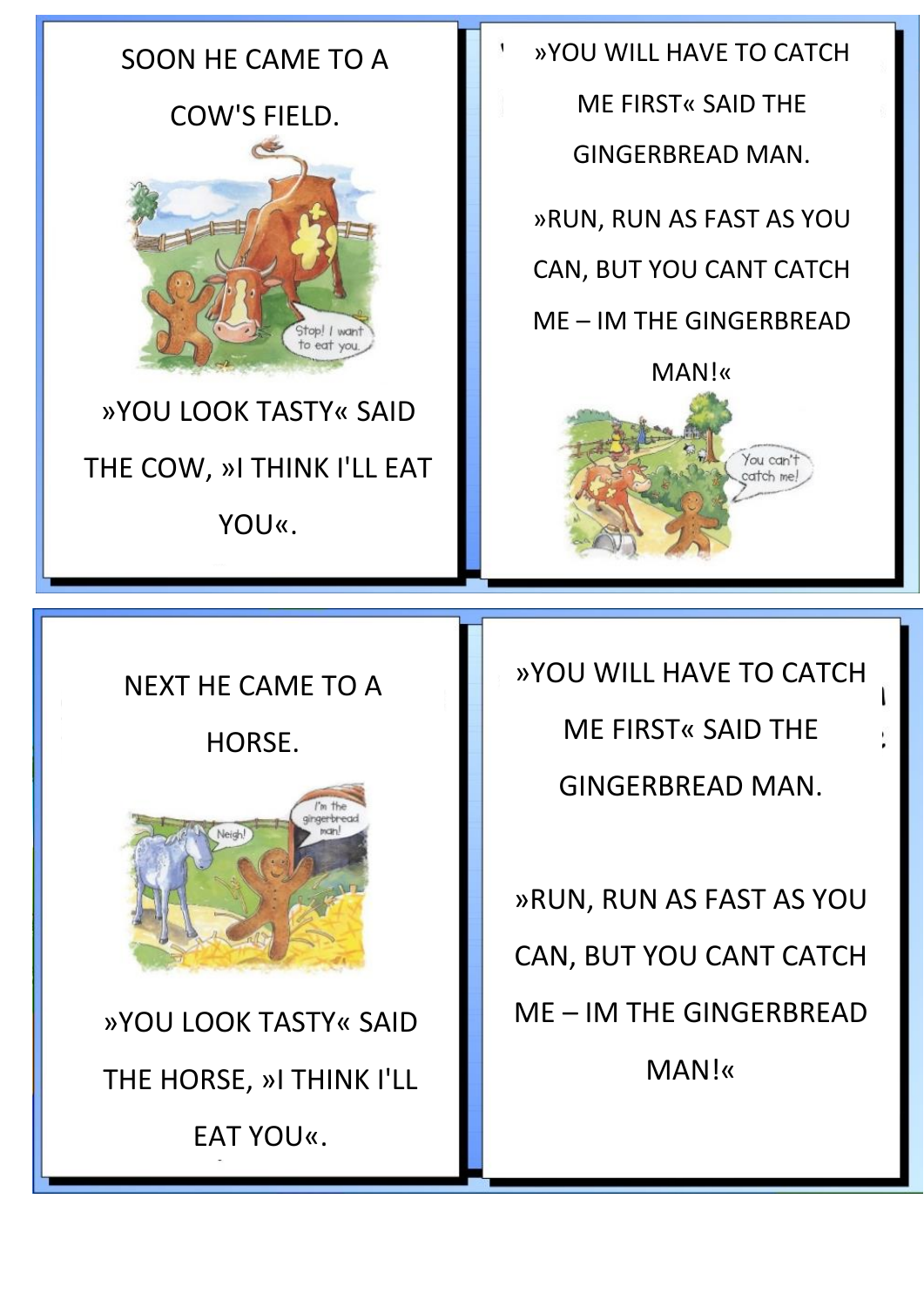SOON HE CAME TO A COW'S FIELD.

»YOU LOOK TASTY« SAID THE COW, »I THINK I'LL EAT YOU«.

»YOU WILL HAVE TO CATCH ME FIRST« SAID THE GINGERBREAD MAN.

»RUN, RUN AS FAST AS YOU CAN, BUT YOU CANT CATCH ME – IM THE GINGERBREAD MAN!«

NEXT HE CAME TO A HORSE.

»YOU LOOK TASTY« SAID THE HORSE, »I THINK I'LL EAT YOU«.

»YOU WILL HAVE TO CATCH ME FIRST« SAID THE GINGERBREAD MAN.

»RUN, RUN AS FAST AS YOU CAN, BUT YOU CANT CATCH ME – IM THE GINGERBREAD MAN!«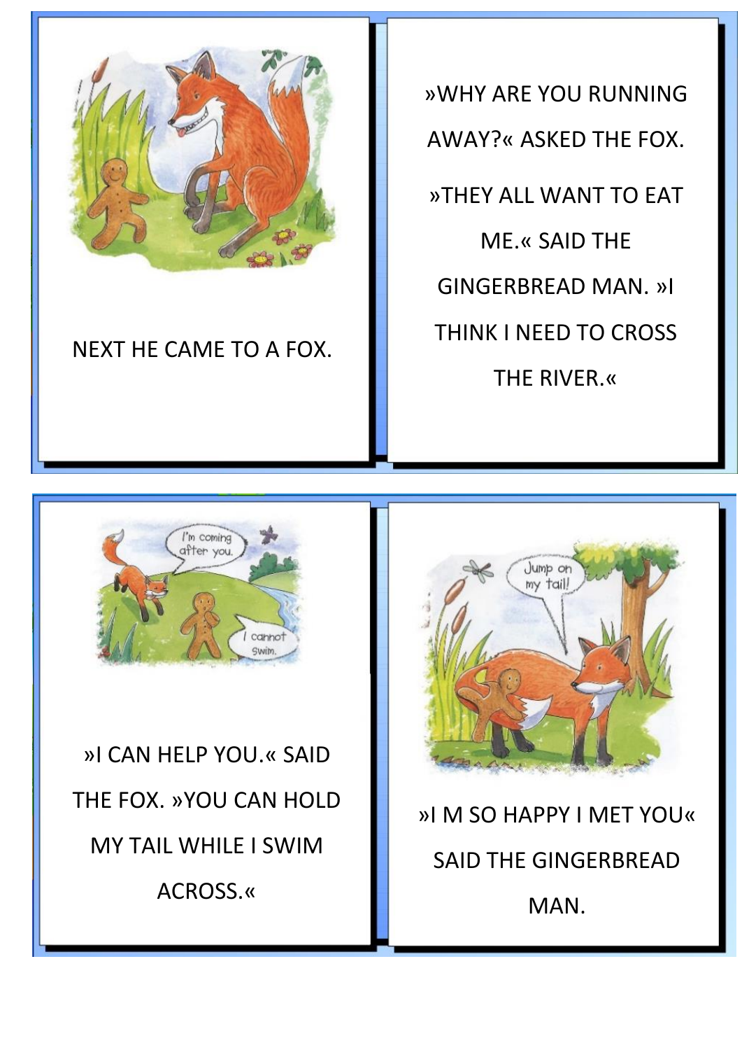NEXT HE CAME TO A FOX.

»WHY ARE YOU RUNNING AWAY?« ASKED THE FOX.

»THEY ALL WANT TO EAT ME.« SAID THE GINGERBREAD MAN. »I THINK I NEED TO CROSS THE RIVER.«

»I CAN HELP YOU.« SAID THE FOX. »YOU CAN HOLD MY TAIL WHILE I SWIM ACROSS.«

»I M SO HAPPY I MET YOU« SAID THE GINGERBREAD MAN.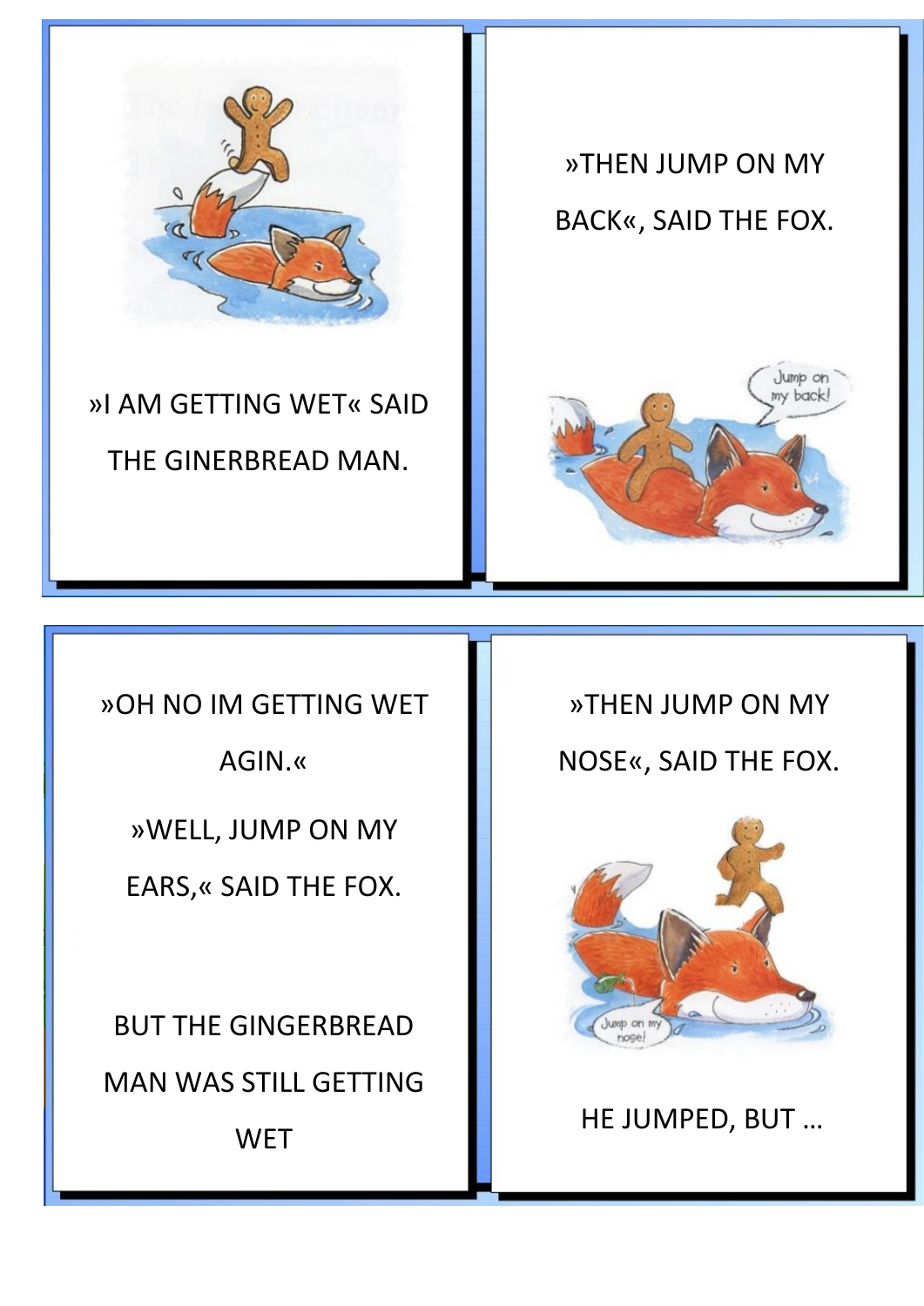»I AM GETTING WET« SAID THE GINERBREAD MAN.

»THEN JUMP ON MY BACK«, SAID THE FOX.

»OH NO IM GETTING WET AGIN.«

»WELL, JUMP ON MY EARS,« SAID THE FOX.

BUT THE GINGERBREAD MAN WAS STILL GETTING WET

»THEN JUMP ON MY NOSE«, SAID THE FOX.

HE JUMPED, BUT …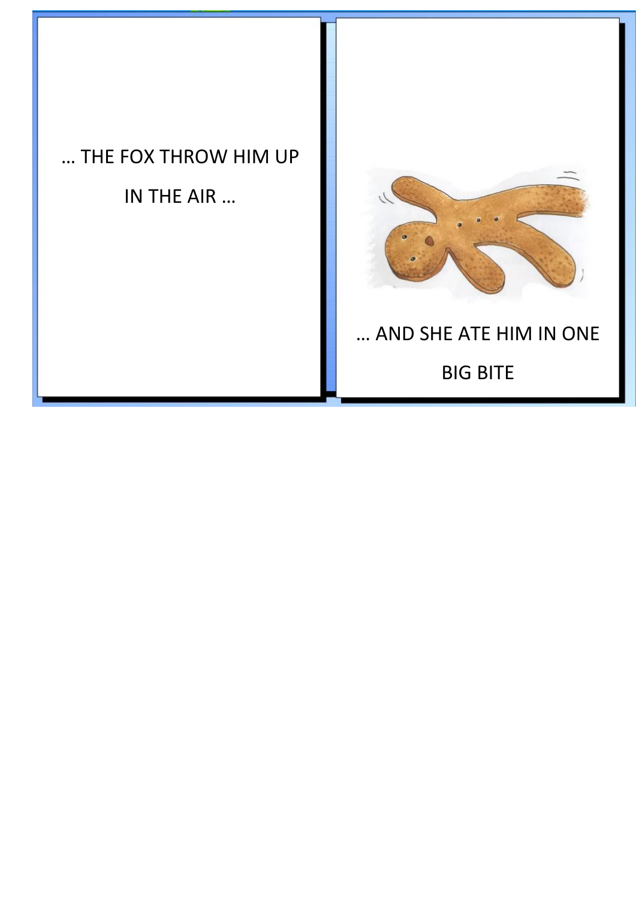… THE FOX THROW HIM UP IN THE AIR …

… AND SHE ATE HIM IN ONE BIG BITE